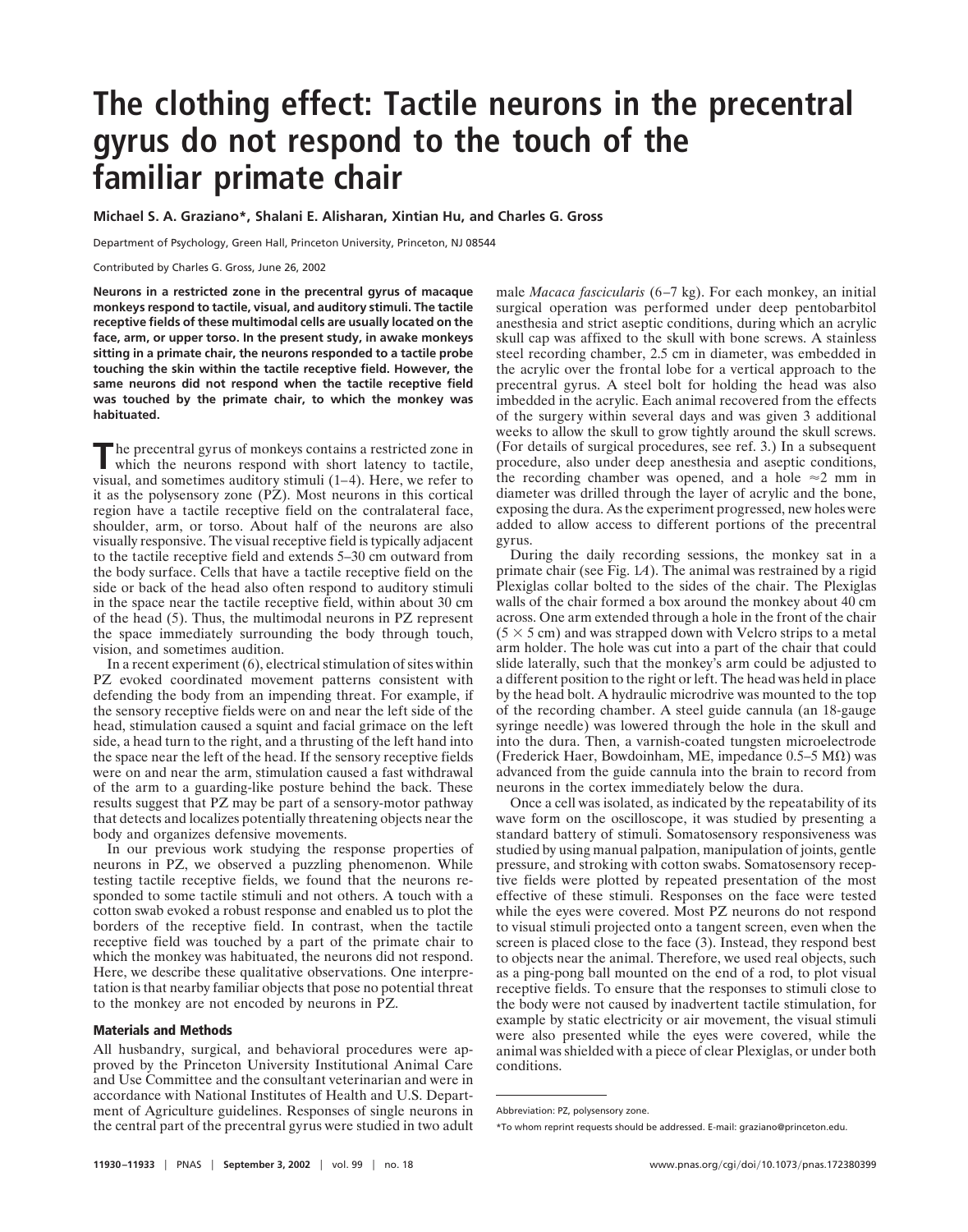# The clothing effect: Tactile neurons in the precentral gyrus do not respond to the touch of the familiar primate chair

**Michael S. A. Graziano*, Shalani E. Alisharan, Xintian Hu, and Charles G. Gross**

Department of Psychology, Green Hall, Princeton University, Princeton, NJ 08544

Contributed by Charles G. Gross, June 26, 2002

**Neurons in a restricted zone in the precentral gyrus of macaque monkeys respond to tactile, visual, and auditory stimuli. The tactile receptive fields of these multimodal cells are usually located on the face, arm, or upper torso. In the present study, in awake monkeys sitting in a primate chair, the neurons responded to a tactile probe touching the skin within the tactile receptive field. However, the same neurons did not respond when the tactile receptive field was touched by the primate chair, to which the monkey was habituated.**

The precentral gyrus of monkeys contains a restricted zone in which the neurons respond with short latency to tactile, visual, and sometimes auditory stimuli (1–4). Here, we refer to it as the polysensory zone (PZ). Most neurons in this cortical region have a tactile receptive field on the contralateral face, shoulder, arm, or torso. About half of the neurons are also visually responsive. The visual receptive field is typically adjacent to the tactile receptive field and extends 5–30 cm outward from the body surface. Cells that have a tactile receptive field on the side or back of the head also often respond to auditory stimuli in the space near the tactile receptive field, within about 30 cm of the head (5). Thus, the multimodal neurons in PZ represent the space immediately surrounding the body through touch, vision, and sometimes audition.

In a recent experiment (6), electrical stimulation of sites within PZ evoked coordinated movement patterns consistent with defending the body from an impending threat. For example, if the sensory receptive fields were on and near the left side of the head, stimulation caused a squint and facial grimace on the left side, a head turn to the right, and a thrusting of the left hand into the space near the left of the head. If the sensory receptive fields were on and near the arm, stimulation caused a fast withdrawal of the arm to a guarding-like posture behind the back. These results suggest that PZ may be part of a sensory-motor pathway that detects and localizes potentially threatening objects near the body and organizes defensive movements.

In our previous work studying the response properties of neurons in PZ, we observed a puzzling phenomenon. While testing tactile receptive fields, we found that the neurons responded to some tactile stimuli and not others. A touch with a cotton swab evoked a robust response and enabled us to plot the borders of the receptive field. In contrast, when the tactile receptive field was touched by a part of the primate chair to which the monkey was habituated, the neurons did not respond. Here, we describe these qualitative observations. One interpretation is that nearby familiar objects that pose no potential threat to the monkey are not encoded by neurons in PZ.

## Materials and Methods

All husbandry, surgical, and behavioral procedures were approved by the Princeton University Institutional Animal Care and Use Committee and the consultant veterinarian and were in accordance with National Institutes of Health and U.S. Department of Agriculture guidelines. Responses of single neurons in the central part of the precentral gyrus were studied in two adult male *Macaca fascicularis* (6–7 kg). For each monkey, an initial surgical operation was performed under deep pentobarbitol anesthesia and strict aseptic conditions, during which an acrylic skull cap was affixed to the skull with bone screws. A stainless steel recording chamber, 2.5 cm in diameter, was embedded in the acrylic over the frontal lobe for a vertical approach to the precentral gyrus. A steel bolt for holding the head was also imbedded in the acrylic. Each animal recovered from the effects of the surgery within several days and was given 3 additional weeks to allow the skull to grow tightly around the skull screws. (For details of surgical procedures, see ref. 3.) In a subsequent procedure, also under deep anesthesia and aseptic conditions, the recording chamber was opened, and a hole $\approx$2 mm in diameter was drilled through the layer of acrylic and the bone, exposing the dura. As the experiment progressed, new holes were added to allow access to different portions of the precentral gyrus.

During the daily recording sessions, the monkey sat in a primate chair (see Fig. 1*A*). The animal was restrained by a rigid Plexiglas collar bolted to the sides of the chair. The Plexiglas walls of the chair formed a box around the monkey about 40 cm across. One arm extended through a hole in the front of the chair ($5 \times 5$ cm) and was strapped down with Velcro strips to a metal arm holder. The hole was cut into a part of the chair that could slide laterally, such that the monkey's arm could be adjusted to a different position to the right or left. The head was held in place by the head bolt. A hydraulic microdrive was mounted to the top of the recording chamber. A steel guide cannula (an 18-gauge syringe needle) was lowered through the hole in the skull and into the dura. Then, a varnish-coated tungsten microelectrode (Frederick Haer, Bowdoinham, ME, impedance 0.5–5 M$\Omega$) was advanced from the guide cannula into the brain to record from neurons in the cortex immediately below the dura.

Once a cell was isolated, as indicated by the repeatability of its wave form on the oscilloscope, it was studied by presenting a standard battery of stimuli. Somatosensory responsiveness was studied by using manual palpation, manipulation of joints, gentle pressure, and stroking with cotton swabs. Somatosensory receptive fields were plotted by repeated presentation of the most effective of these stimuli. Responses on the face were tested while the eyes were covered. Most PZ neurons do not respond to visual stimuli projected onto a tangent screen, even when the screen is placed close to the face (3). Instead, they respond best to objects near the animal. Therefore, we used real objects, such as a ping-pong ball mounted on the end of a rod, to plot visual receptive fields. To ensure that the responses to stimuli close to the body were not caused by inadvertent tactile stimulation, for example by static electricity or air movement, the visual stimuli were also presented while the eyes were covered, while the animal was shielded with a piece of clear Plexiglas, or under both conditions.

Abbreviation: PZ, polysensory zone.

*To whom reprint requests should be addressed. E-mail: graziano@princeton.edu.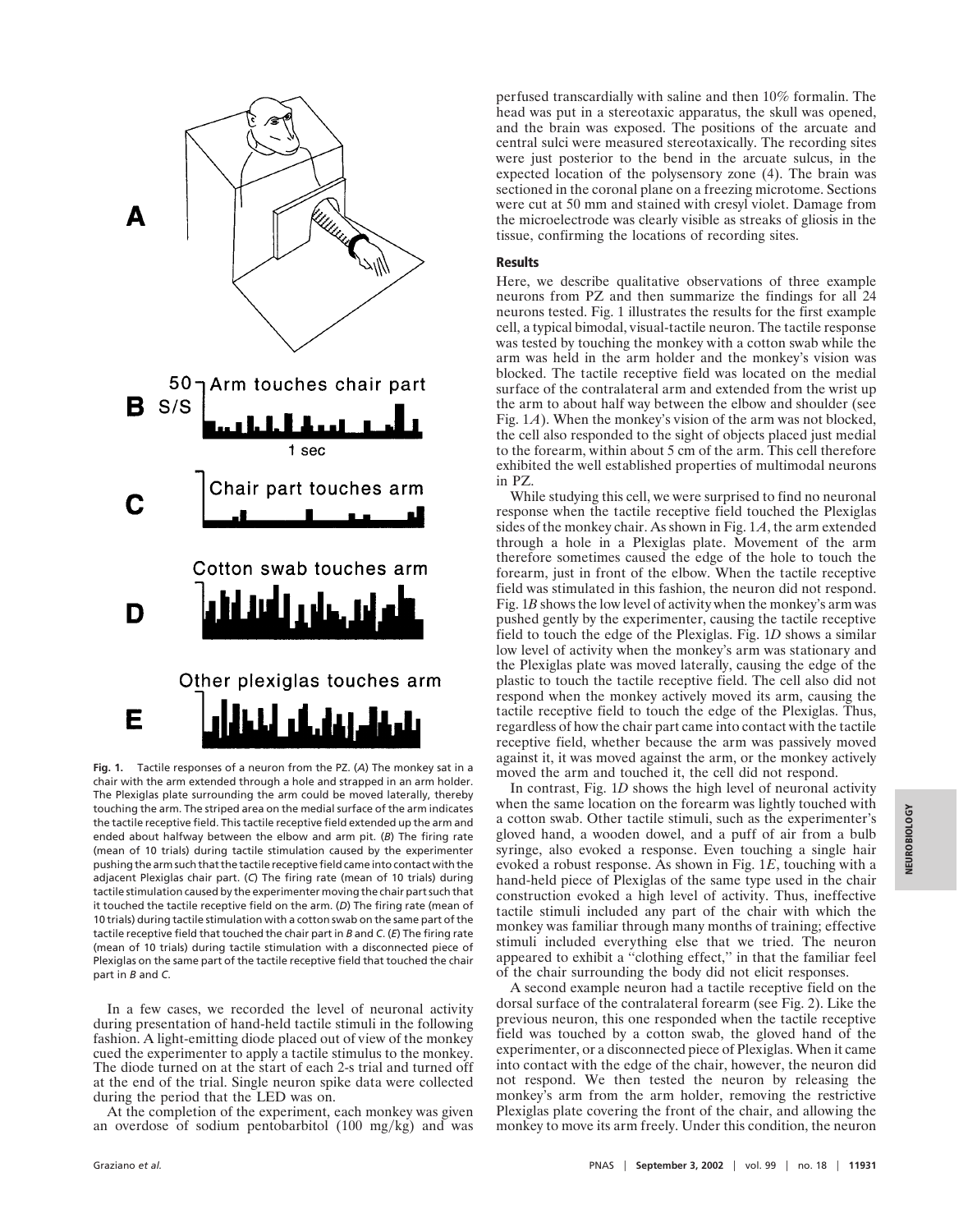A

B 50 S/S Arm touches chair part

1 sec

C Chair part touches arm

D Cotton swab touches arm

E Other plexiglas touches arm

**Fig. 1.** Tactile responses of a neuron from the PZ. (*A*) The monkey sat in a chair with the arm extended through a hole and strapped in an arm holder. The Plexiglas plate surrounding the arm could be moved laterally, thereby touching the arm. The striped area on the medial surface of the arm indicates the tactile receptive field. This tactile receptive field extended up the arm and ended about halfway between the elbow and arm pit. (*B*) The firing rate (mean of 10 trials) during tactile stimulation caused by the experimenter pushing the arm such that the tactile receptive field came into contact with the adjacent Plexiglas chair part. (*C*) The firing rate (mean of 10 trials) during tactile stimulation caused by the experimenter moving the chair part such that it touched the tactile receptive field on the arm. (*D*) The firing rate (mean of 10 trials) during tactile stimulation with a cotton swab on the same part of the tactile receptive field that touched the chair part in *B* and *C*. (*E*) The firing rate (mean of 10 trials) during tactile stimulation with a disconnected piece of Plexiglas on the same part of the tactile receptive field that touched the chair part in *B* and *C*.

In a few cases, we recorded the level of neuronal activity during presentation of hand-held tactile stimuli in the following fashion. A light-emitting diode placed out of view of the monkey cued the experimenter to apply a tactile stimulus to the monkey. The diode turned on at the start of each 2-s trial and turned off at the end of the trial. Single neuron spike data were collected during the period that the LED was on.

At the completion of the experiment, each monkey was given an overdose of sodium pentobarbitol (100 mg/kg) and was perfused transcardially with saline and then 10% formalin. The head was put in a stereotaxic apparatus, the skull was opened, and the brain was exposed. The positions of the arcuate and central sulci were measured stereotaxically. The recording sites were just posterior to the bend in the arcuate sulcus, in the expected location of the polysensory zone (4). The brain was sectioned in the coronal plane on a freezing microtome. Sections were cut at 50 mm and stained with cresyl violet. Damage from the microelectrode was clearly visible as streaks of gliosis in the tissue, confirming the locations of recording sites.

## Results

Here, we describe qualitative observations of three example neurons from PZ and then summarize the findings for all 24 neurons tested. Fig. 1 illustrates the results for the first example cell, a typical bimodal, visual-tactile neuron. The tactile response was tested by touching the monkey with a cotton swab while the arm was held in the arm holder and the monkey's vision was blocked. The tactile receptive field was located on the medial surface of the contralateral arm and extended from the wrist up the arm to about half way between the elbow and shoulder (see Fig. 1*A*). When the monkey's vision of the arm was not blocked, the cell also responded to the sight of objects placed just medial to the forearm, within about 5 cm of the arm. This cell therefore exhibited the well established properties of multimodal neurons in PZ.

While studying this cell, we were surprised to find no neuronal response when the tactile receptive field touched the Plexiglas sides of the monkey chair. As shown in Fig. 1*A*, the arm extended through a hole in a Plexiglas plate. Movement of the arm therefore sometimes caused the edge of the hole to touch the forearm, just in front of the elbow. When the tactile receptive field was stimulated in this fashion, the neuron did not respond. Fig. 1*B* shows the low level of activity when the monkey's arm was pushed gently by the experimenter, causing the tactile receptive field to touch the edge of the Plexiglas. Fig. 1*D* shows a similar low level of activity when the monkey's arm was stationary and the Plexiglas plate was moved laterally, causing the edge of the plastic to touch the tactile receptive field. The cell also did not respond when the monkey actively moved its arm, causing the tactile receptive field to touch the edge of the Plexiglas. Thus, regardless of how the chair part came into contact with the tactile receptive field, whether because the arm was passively moved against it, it was moved against the arm, or the monkey actively moved the arm and touched it, the cell did not respond.

In contrast, Fig. 1*D* shows the high level of neuronal activity when the same location on the forearm was lightly touched with a cotton swab. Other tactile stimuli, such as the experimenter's gloved hand, a wooden dowel, and a puff of air from a bulb syringe, also evoked a response. Even touching a single hair evoked a robust response. As shown in Fig. 1*E*, touching with a hand-held piece of Plexiglas of the same type used in the chair construction evoked a high level of activity. Thus, ineffective tactile stimuli included any part of the chair with which the monkey was familiar through many months of training; effective stimuli included everything else that we tried. The neuron appeared to exhibit a "clothing effect," in that the familiar feel of the chair surrounding the body did not elicit responses.

A second example neuron had a tactile receptive field on the dorsal surface of the contralateral forearm (see Fig. 2). Like the previous neuron, this one responded when the tactile receptive field was touched by a cotton swab, the gloved hand of the experimenter, or a disconnected piece of Plexiglas. When it came into contact with the edge of the chair, however, the neuron did not respond. We then tested the neuron by releasing the monkey's arm from the arm holder, removing the restrictive Plexiglas plate covering the front of the chair, and allowing the monkey to move its arm freely. Under this condition, the neuron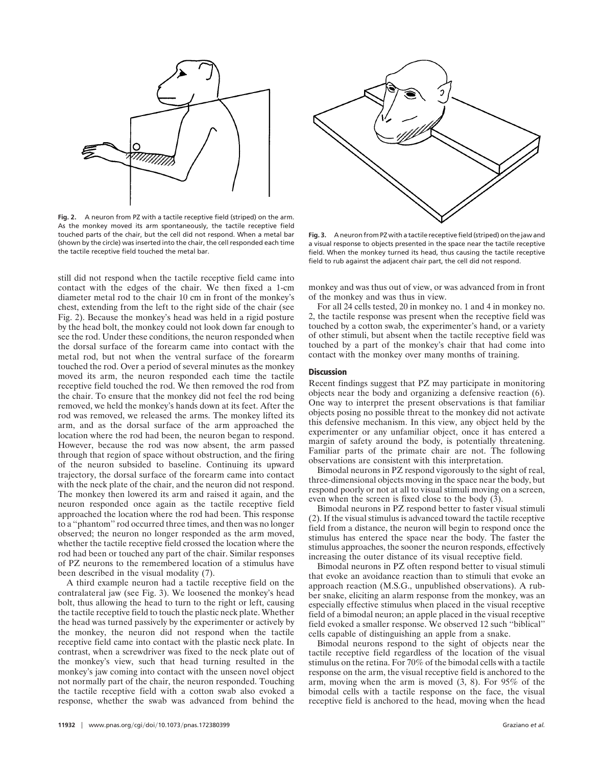Fig. 2. A neuron from PZ with a tactile receptive field (striped) on the arm. As the monkey moved its arm spontaneously, the tactile receptive field touched parts of the chair, but the cell did not respond. When a metal bar (shown by the circle) was inserted into the chair, the cell responded each time the tactile receptive field touched the metal bar.

Fig. 3. A neuron from PZ with a tactile receptive field (striped) on the jaw and a visual response to objects presented in the space near the tactile receptive field. When the monkey turned its head, thus causing the tactile receptive field to rub against the adjacent chair part, the cell did not respond.

still did not respond when the tactile receptive field came into contact with the edges of the chair. We then fixed a 1-cm diameter metal rod to the chair 10 cm in front of the monkey's chest, extending from the left to the right side of the chair (see Fig. 2). Because the monkey's head was held in a rigid posture by the head bolt, the monkey could not look down far enough to see the rod. Under these conditions, the neuron responded when the dorsal surface of the forearm came into contact with the metal rod, but not when the ventral surface of the forearm touched the rod. Over a period of several minutes as the monkey moved its arm, the neuron responded each time the tactile receptive field touched the rod. We then removed the rod from the chair. To ensure that the monkey did not feel the rod being removed, we held the monkey's hands down at its feet. After the rod was removed, we released the arms. The monkey lifted its arm, and as the dorsal surface of the arm approached the location where the rod had been, the neuron began to respond. However, because the rod was now absent, the arm passed through that region of space without obstruction, and the firing of the neuron subsided to baseline. Continuing its upward trajectory, the dorsal surface of the forearm came into contact with the neck plate of the chair, and the neuron did not respond. The monkey then lowered its arm and raised it again, and the neuron responded once again as the tactile receptive field approached the location where the rod had been. This response to a "phantom" rod occurred three times, and then was no longer observed; the neuron no longer responded as the arm moved, whether the tactile receptive field crossed the location where the rod had been or touched any part of the chair. Similar responses of PZ neurons to the remembered location of a stimulus have been described in the visual modality (7).

A third example neuron had a tactile receptive field on the contralateral jaw (see Fig. 3). We loosened the monkey's head bolt, thus allowing the head to turn to the right or left, causing the tactile receptive field to touch the plastic neck plate. Whether the head was turned passively by the experimenter or actively by the monkey, the neuron did not respond when the tactile receptive field came into contact with the plastic neck plate. In contrast, when a screwdriver was fixed to the neck plate out of the monkey's view, such that head turning resulted in the monkey's jaw coming into contact with the unseen novel object not normally part of the chair, the neuron responded. Touching the tactile receptive field with a cotton swab also evoked a response, whether the swab was advanced from behind the monkey and was thus out of view, or was advanced from in front of the monkey and was thus in view.

For all 24 cells tested, 20 in monkey no. 1 and 4 in monkey no. 2, the tactile response was present when the receptive field was touched by a cotton swab, the experimenter's hand, or a variety of other stimuli, but absent when the tactile receptive field was touched by a part of the monkey's chair that had come into contact with the monkey over many months of training.

## Discussion

Recent findings suggest that PZ may participate in monitoring objects near the body and organizing a defensive reaction (6). One way to interpret the present observations is that familiar objects posing no possible threat to the monkey did not activate this defensive mechanism. In this view, any object held by the experimenter or any unfamiliar object, once it has entered a margin of safety around the body, is potentially threatening. Familiar parts of the primate chair are not. The following observations are consistent with this interpretation.

Bimodal neurons in PZ respond vigorously to the sight of real, three-dimensional objects moving in the space near the body, but respond poorly or not at all to visual stimuli moving on a screen, even when the screen is fixed close to the body (3).

Bimodal neurons in PZ respond better to faster visual stimuli (2). If the visual stimulus is advanced toward the tactile receptive field from a distance, the neuron will begin to respond once the stimulus has entered the space near the body. The faster the stimulus approaches, the sooner the neuron responds, effectively increasing the outer distance of its visual receptive field.

Bimodal neurons in PZ often respond better to visual stimuli that evoke an avoidance reaction than to stimuli that evoke an approach reaction (M.S.G., unpublished observations). A rubber snake, eliciting an alarm response from the monkey, was an especially effective stimulus when placed in the visual receptive field of a bimodal neuron; an apple placed in the visual receptive field evoked a smaller response. We observed 12 such "biblical" cells capable of distinguishing an apple from a snake.

Bimodal neurons respond to the sight of objects near the tactile receptive field regardless of the location of the visual stimulus on the retina. For 70% of the bimodal cells with a tactile response on the arm, the visual receptive field is anchored to the arm, moving when the arm is moved (3, 8). For 95% of the bimodal cells with a tactile response on the face, the visual receptive field is anchored to the head, moving when the head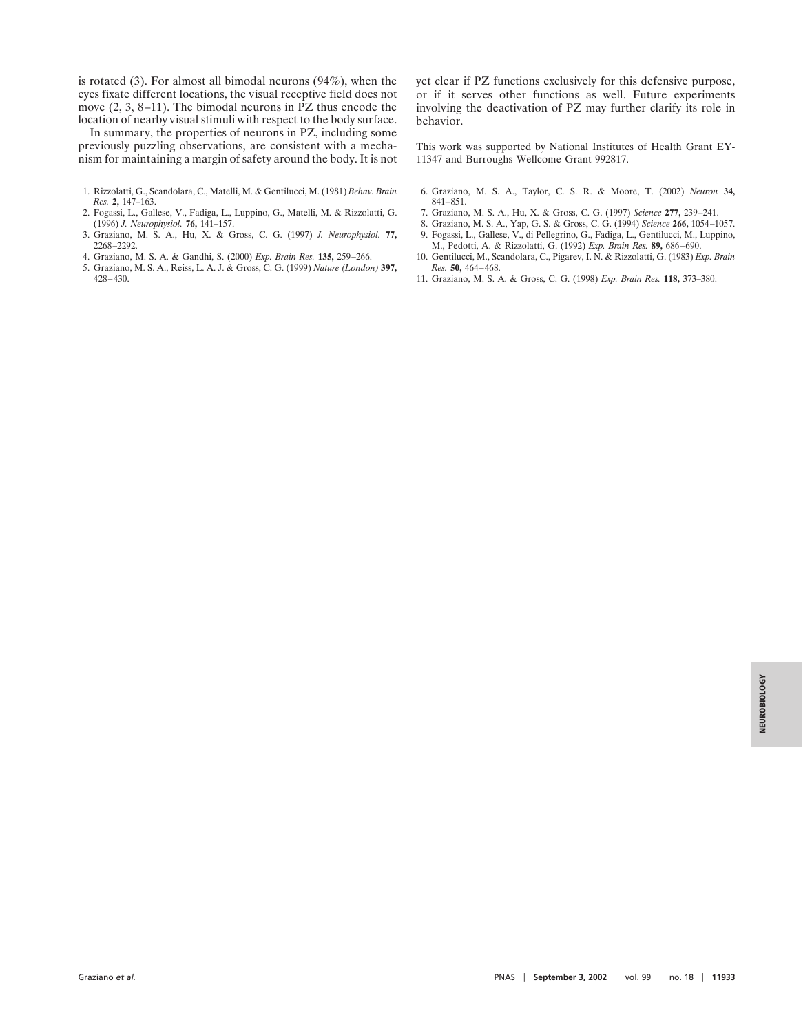is rotated (3). For almost all bimodal neurons (94%), when the eyes fixate different locations, the visual receptive field does not move (2, 3, 8–11). The bimodal neurons in PZ thus encode the location of nearby visual stimuli with respect to the body surface.

In summary, the properties of neurons in PZ, including some previously puzzling observations, are consistent with a mechanism for maintaining a margin of safety around the body. It is not yet clear if PZ functions exclusively for this defensive purpose, or if it serves other functions as well. Future experiments involving the deactivation of PZ may further clarify its role in behavior.

This work was supported by National Institutes of Health Grant EY-11347 and Burroughs Wellcome Grant 992817.

1. Rizzolatti, G., Scandolara, C., Matelli, M. & Gentilucci, M. (1981) *Behav. Brain Res.* **2,** 147–163.
2. Fogassi, L., Gallese, V., Fadiga, L., Luppino, G., Matelli, M. & Rizzolatti, G. (1996) *J. Neurophysiol.* **76,** 141–157.
3. Graziano, M. S. A., Hu, X. & Gross, C. G. (1997) *J. Neurophysiol.* **77,** 2268–2292.
4. Graziano, M. S. A. & Gandhi, S. (2000) *Exp. Brain Res.* **135,** 259–266.
5. Graziano, M. S. A., Reiss, L. A. J. & Gross, C. G. (1999) *Nature (London)* **397,** 428–430.
6. Graziano, M. S. A., Taylor, C. S. R. & Moore, T. (2002) *Neuron* **34,** 841–851.
7. Graziano, M. S. A., Hu, X. & Gross, C. G. (1997) *Science* **277,** 239–241.
8. Graziano, M. S. A., Yap, G. S. & Gross, C. G. (1994) *Science* **266,** 1054–1057.
9. Fogassi, L., Gallese, V., di Pellegrino, G., Fadiga, L., Gentilucci, M., Luppino, M., Pedotti, A. & Rizzolatti, G. (1992) *Exp. Brain Res.* **89,** 686–690.
10. Gentilucci, M., Scandolara, C., Pigarev, I. N. & Rizzolatti, G. (1983) *Exp. Brain Res.* **50,** 464–468.
11. Graziano, M. S. A. & Gross, C. G. (1998) *Exp. Brain Res.* **118,** 373–380.